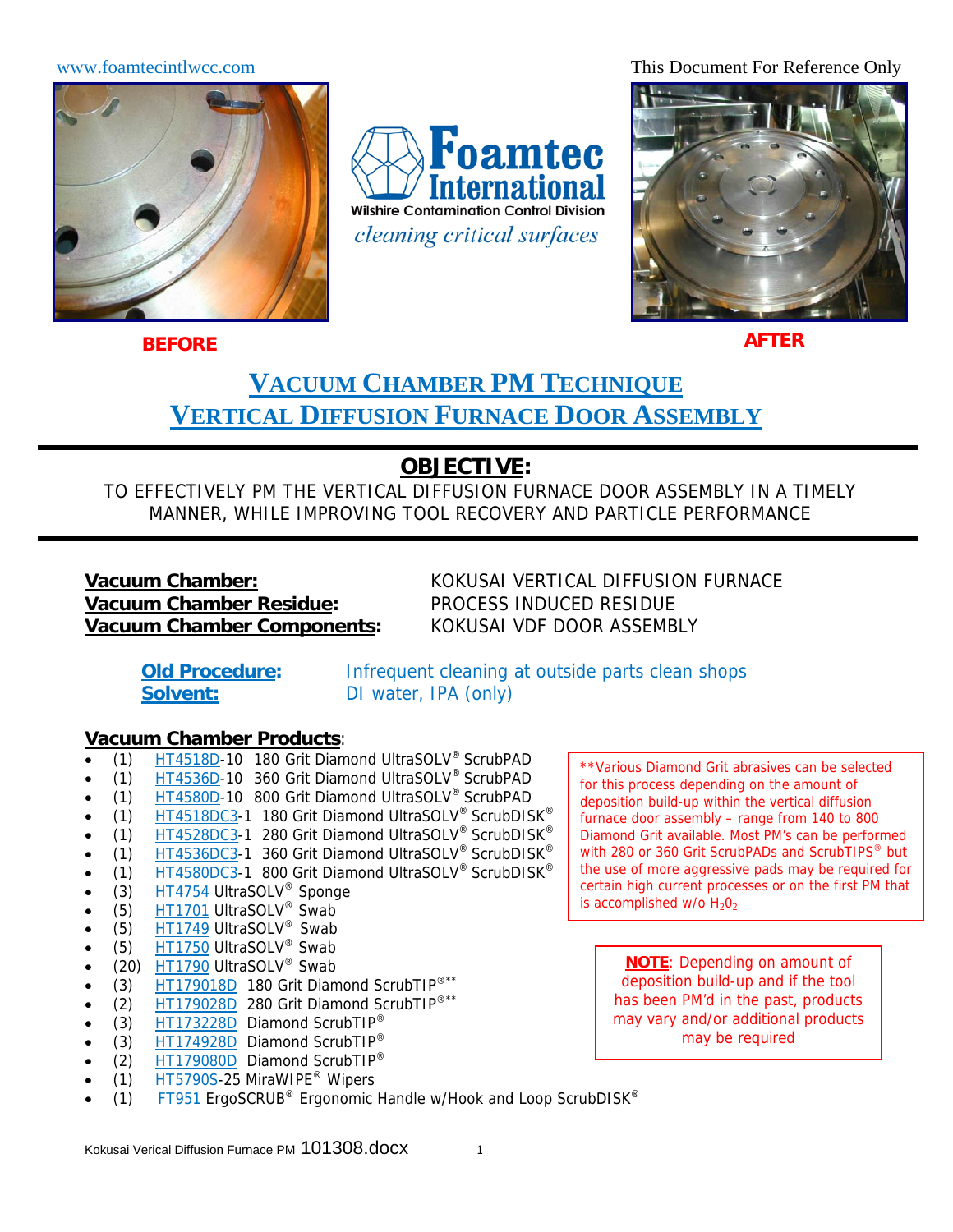www.foamtecintlwcc.com

This Document For Reference Only

Foamtec International
Wilshire Contamination Control Division
*cleaning critical surfaces*

**BEFORE** **AFTER**

# VACUUM CHAMBER PM TECHNIQUE
# VERTICAL DIFFUSION FURNACE DOOR ASSEMBLY

## OBJECTIVE:

TO EFFECTIVELY PM THE VERTICAL DIFFUSION FURNACE DOOR ASSEMBLY IN A TIMELY MANNER, WHILE IMPROVING TOOL RECOVERY AND PARTICLE PERFORMANCE

**Vacuum Chamber:** KOKUSAI VERTICAL DIFFUSION FURNACE
**Vacuum Chamber Residue:** PROCESS INDUCED RESIDUE
**Vacuum Chamber Components:** KOKUSAI VDF DOOR ASSEMBLY

**Old Procedure:** Infrequent cleaning at outside parts clean shops
**Solvent:** DI water, IPA (only)

**Vacuum Chamber Products:**

- (1) HT4518D-10 180 Grit Diamond UltraSOLV® ScrubPAD
- (1) HT4536D-10 360 Grit Diamond UltraSOLV® ScrubPAD
- (1) HT4580D-10 800 Grit Diamond UltraSOLV® ScrubPAD
- (1) HT4518DC3-1 180 Grit Diamond UltraSOLV® ScrubDISK®
- (1) HT4528DC3-1 280 Grit Diamond UltraSOLV® ScrubDISK®
- (1) HT4536DC3-1 360 Grit Diamond UltraSOLV® ScrubDISK®
- (1) HT4580DC3-1 800 Grit Diamond UltraSOLV® ScrubDISK®
- (3) HT4754 UltraSOLV® Sponge
- (5) HT1701 UltraSOLV® Swab
- (5) HT1749 UltraSOLV® Swab
- (5) HT1750 UltraSOLV® Swab
- (20) HT1790 UltraSOLV® Swab
- (3) HT179018D 180 Grit Diamond ScrubTIP®**
- (2) HT179028D 280 Grit Diamond ScrubTIP®**
- (3) HT173228D Diamond ScrubTIP®
- (3) HT174928D Diamond ScrubTIP®
- (2) HT179080D Diamond ScrubTIP®
- (1) HT5790S-25 MiraWIPE® Wipers
- (1) FT951 ErgoSCRUB® Ergonomic Handle w/Hook and Loop ScrubDISK®

**Various Diamond Grit abrasives can be selected for this process depending on the amount of deposition build-up within the vertical diffusion furnace door assembly – range from 140 to 800 Diamond Grit available. Most PM's can be performed with 280 or 360 Grit ScrubPADs and ScrubTIPS® but the use of more aggressive pads may be required for certain high current processes or on the first PM that is accomplished w/o $H_2O_2$

**NOTE**: Depending on amount of deposition build-up and if the tool has been PM'd in the past, products may vary and/or additional products may be required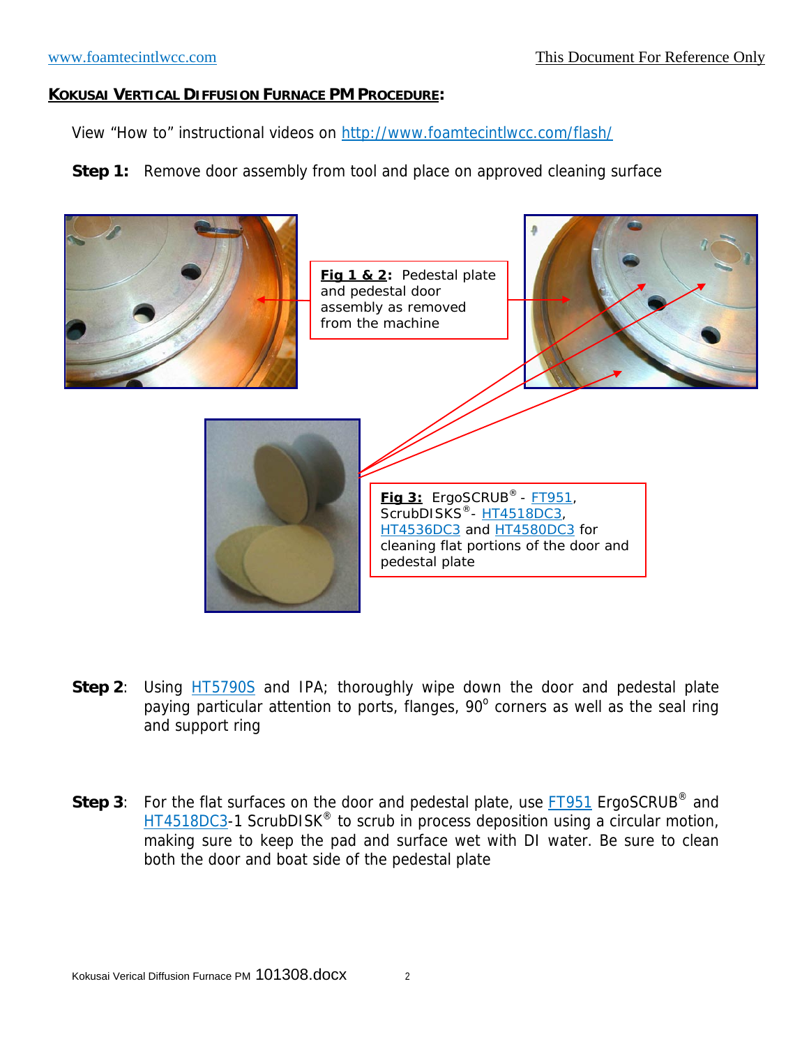**KOKUSAI VERTICAL DIFFUSION FURNACE PM PROCEDURE:**

View "How to" instructional videos on http://www.foamtecintlwcc.com/flash/

**Step 1:** Remove door assembly from tool and place on approved cleaning surface

**Fig 1 & 2:** Pedestal plate and pedestal door assembly as removed from the machine

**Fig 3:** ErgoSCRUB® - FT951, ScrubDISKS®- HT4518DC3, HT4536DC3 and HT4580DC3 for cleaning flat portions of the door and pedestal plate

**Step 2**: Using HT5790S and IPA; thoroughly wipe down the door and pedestal plate paying particular attention to ports, flanges, 90° corners as well as the seal ring and support ring

**Step 3**: For the flat surfaces on the door and pedestal plate, use FT951 ErgoSCRUB® and HT4518DC3-1 ScrubDISK® to scrub in process deposition using a circular motion, making sure to keep the pad and surface wet with DI water. Be sure to clean both the door and boat side of the pedestal plate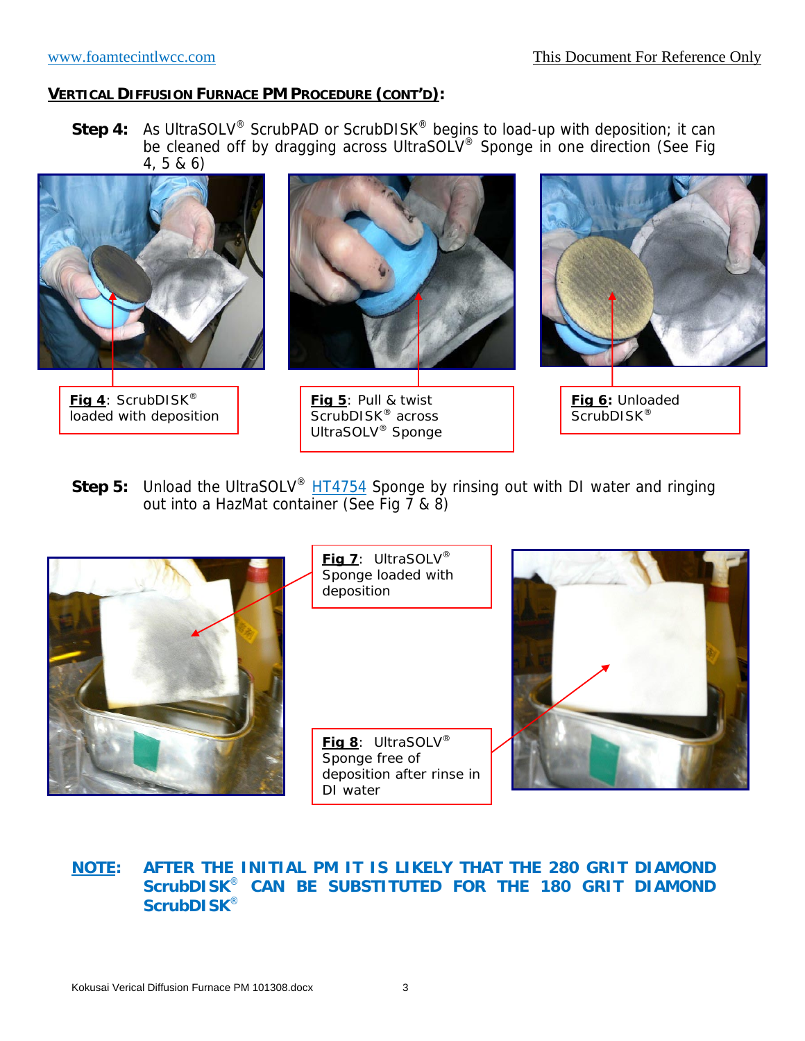## VERTICAL DIFFUSION FURNACE PM PROCEDURE (CONT'D):

**Step 4:** As UltraSOLV® ScrubPAD or ScrubDISK® begins to load-up with deposition; it can be cleaned off by dragging across UltraSOLV® Sponge in one direction (See Fig 4, 5 & 6)

**Fig 4**: ScrubDISK® loaded with deposition

**Fig 5**: Pull & twist ScrubDISK® across UltraSOLV® Sponge

**Fig 6:** Unloaded ScrubDISK®

**Step 5:** Unload the UltraSOLV® HT4754 Sponge by rinsing out with DI water and ringing out into a HazMat container (See Fig 7 & 8)

**Fig 7**: UltraSOLV® Sponge loaded with deposition

**Fig 8**: UltraSOLV® Sponge free of deposition after rinse in DI water

**NOTE: AFTER THE INITIAL PM IT IS LIKELY THAT THE 280 GRIT DIAMOND ScrubDISK® CAN BE SUBSTITUTED FOR THE 180 GRIT DIAMOND ScrubDISK®**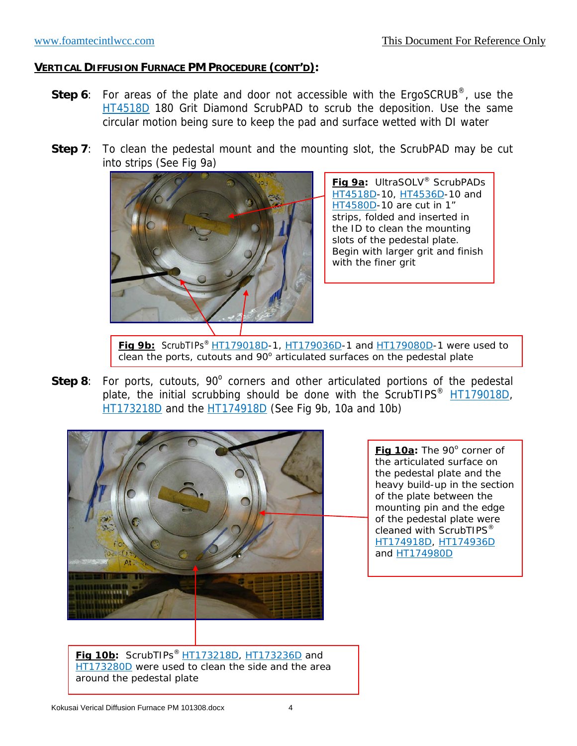## VERTICAL DIFFUSION FURNACE PM PROCEDURE (CONT'D):

**Step 6**: For areas of the plate and door not accessible with the ErgoSCRUB®, use the HT4518D 180 Grit Diamond ScrubPAD to scrub the deposition. Use the same circular motion being sure to keep the pad and surface wetted with DI water

**Step 7**: To clean the pedestal mount and the mounting slot, the ScrubPAD may be cut into strips (See Fig 9a)

**Fig 9a:** UltraSOLV® ScrubPADs HT4518D-10, HT4536D-10 and HT4580D-10 are cut in 1" strips, folded and inserted in the ID to clean the mounting slots of the pedestal plate. Begin with larger grit and finish with the finer grit

**Fig 9b:** ScrubTIPs® HT179018D-1, HT179036D-1 and HT179080D-1 were used to clean the ports, cutouts and 90° articulated surfaces on the pedestal plate

**Step 8**: For ports, cutouts, 90° corners and other articulated portions of the pedestal plate, the initial scrubbing should be done with the ScrubTIPS® HT179018D, HT173218D and the HT174918D (See Fig 9b, 10a and 10b)

**Fig 10a:** The 90° corner of the articulated surface on the pedestal plate and the heavy build-up in the section of the plate between the mounting pin and the edge of the pedestal plate were cleaned with ScrubTIPS® HT174918D, HT174936D and HT174980D

**Fig 10b:** ScrubTIPs® HT173218D, HT173236D and HT173280D were used to clean the side and the area around the pedestal plate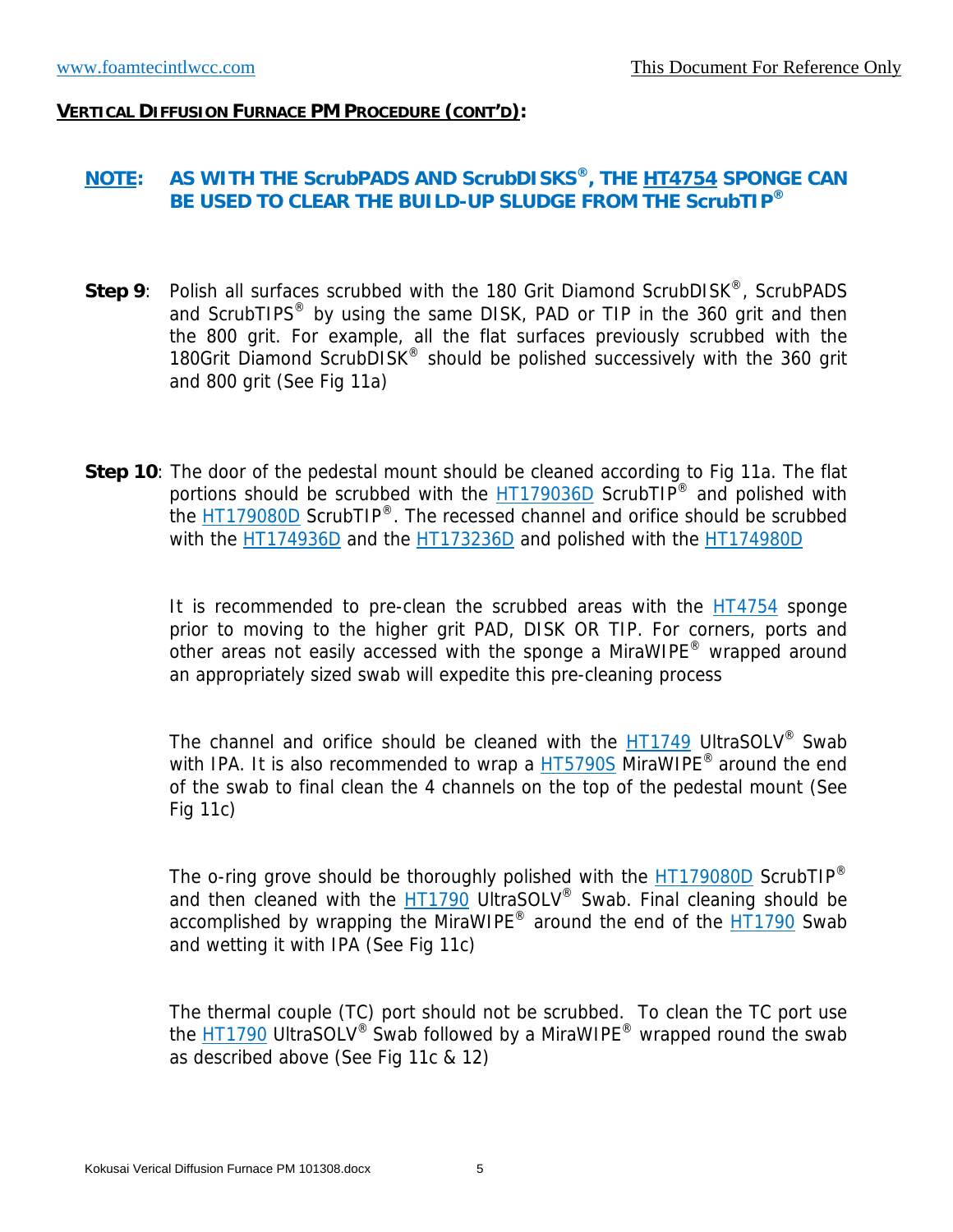**VERTICAL DIFFUSION FURNACE PM PROCEDURE (CONT'D):**

**NOTE: AS WITH THE ScrubPADS AND ScrubDISKS®, THE HT4754 SPONGE CAN BE USED TO CLEAR THE BUILD-UP SLUDGE FROM THE ScrubTIP®**

**Step 9**: Polish all surfaces scrubbed with the 180 Grit Diamond ScrubDISK®, ScrubPADS and ScrubTIPS® by using the same DISK, PAD or TIP in the 360 grit and then the 800 grit. For example, all the flat surfaces previously scrubbed with the 180Grit Diamond ScrubDISK® should be polished successively with the 360 grit and 800 grit (See Fig 11a)

**Step 10**: The door of the pedestal mount should be cleaned according to Fig 11a. The flat portions should be scrubbed with the HT179036D ScrubTIP® and polished with the HT179080D ScrubTIP®. The recessed channel and orifice should be scrubbed with the HT174936D and the HT173236D and polished with the HT174980D

It is recommended to pre-clean the scrubbed areas with the HT4754 sponge prior to moving to the higher grit PAD, DISK OR TIP. For corners, ports and other areas not easily accessed with the sponge a MiraWIPE® wrapped around an appropriately sized swab will expedite this pre-cleaning process

The channel and orifice should be cleaned with the HT1749 UltraSOLV® Swab with IPA. It is also recommended to wrap a HT5790S MiraWIPE® around the end of the swab to final clean the 4 channels on the top of the pedestal mount (See Fig 11c)

The o-ring grove should be thoroughly polished with the HT179080D ScrubTIP® and then cleaned with the HT1790 UltraSOLV® Swab. Final cleaning should be accomplished by wrapping the MiraWIPE® around the end of the HT1790 Swab and wetting it with IPA (See Fig 11c)

The thermal couple (TC) port should not be scrubbed. To clean the TC port use the HT1790 UltraSOLV® Swab followed by a MiraWIPE® wrapped round the swab as described above (See Fig 11c & 12)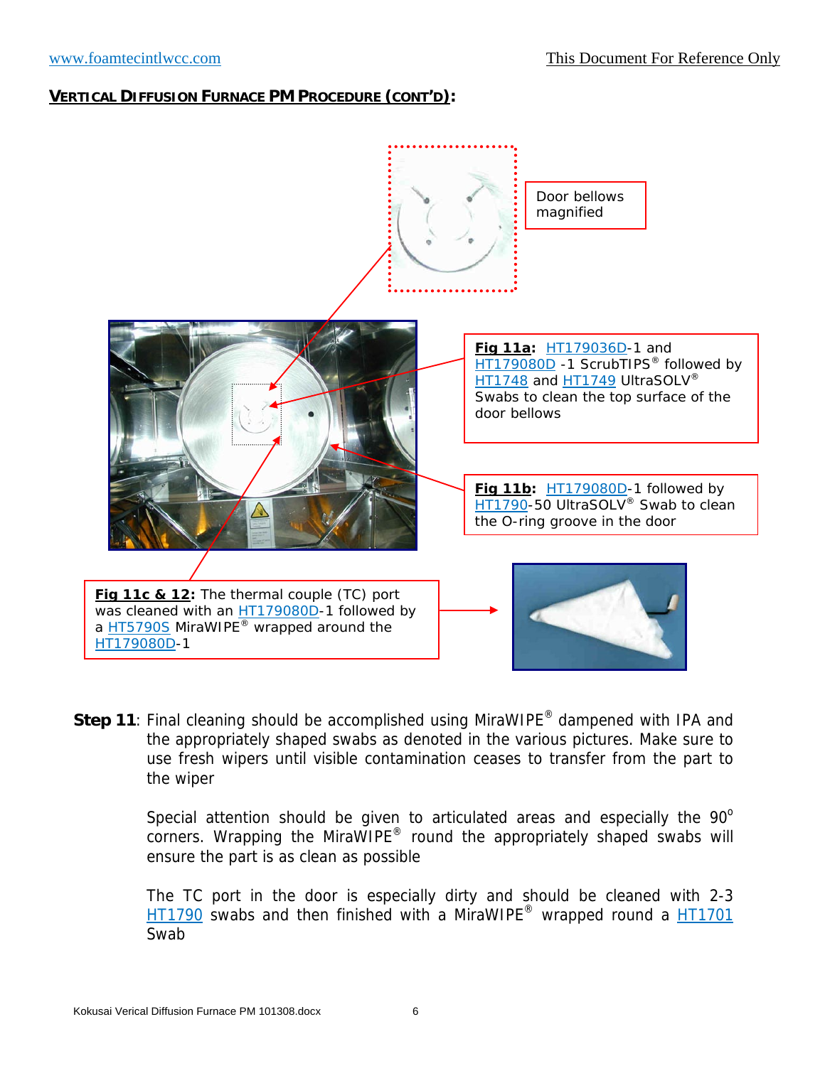**VERTICAL DIFFUSION FURNACE PM PROCEDURE (CONT'D):**

Door bellows magnified

**Fig 11a:** HT179036D-1 and HT179080D -1 ScrubTIPS® followed by HT1748 and HT1749 UltraSOLV® Swabs to clean the top surface of the door bellows

**Fig 11b:** HT179080D-1 followed by HT1790-50 UltraSOLV® Swab to clean the O-ring groove in the door

**Fig 11c & 12:** The thermal couple (TC) port was cleaned with an HT179080D-1 followed by a HT5790S MiraWIPE® wrapped around the HT179080D-1

**Step 11**: Final cleaning should be accomplished using MiraWIPE® dampened with IPA and the appropriately shaped swabs as denoted in the various pictures. Make sure to use fresh wipers until visible contamination ceases to transfer from the part to the wiper

Special attention should be given to articulated areas and especially the 90° corners. Wrapping the MiraWIPE® round the appropriately shaped swabs will ensure the part is as clean as possible

The TC port in the door is especially dirty and should be cleaned with 2-3 HT1790 swabs and then finished with a MiraWIPE® wrapped round a HT1701 Swab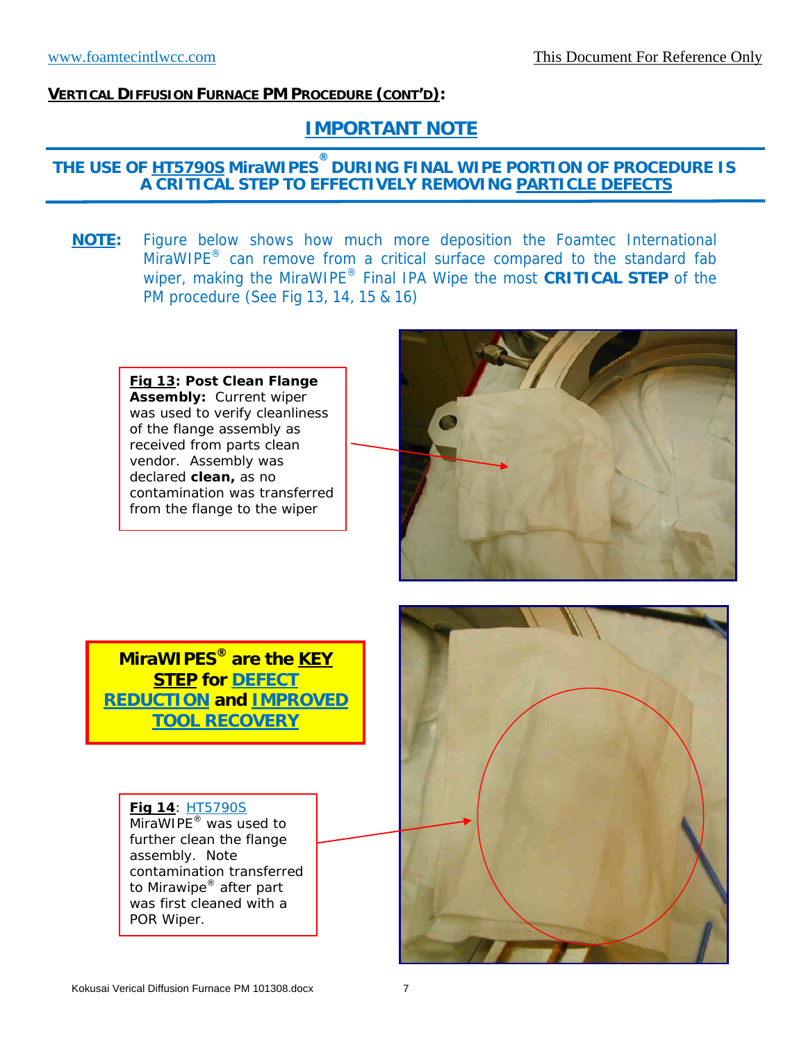**VERTICAL DIFFUSION FURNACE PM PROCEDURE (CONT'D):**

## IMPORTANT NOTE

### THE USE OF HT5790S MiraWIPES® DURING FINAL WIPE PORTION OF PROCEDURE IS A CRITICAL STEP TO EFFECTIVELY REMOVING PARTICLE DEFECTS

**NOTE:** Figure below shows how much more deposition the Foamtec International MiraWIPE® can remove from a critical surface compared to the standard fab wiper, making the MiraWIPE® Final IPA Wipe the most **CRITICAL STEP** of the PM procedure (See Fig 13, 14, 15 & 16)

**Fig 13: Post Clean Flange Assembly:** Current wiper was used to verify cleanliness of the flange assembly as received from parts clean vendor. Assembly was declared **clean,** as no contamination was transferred from the flange to the wiper

**MiraWIPES® are the KEY STEP for DEFECT REDUCTION and IMPROVED TOOL RECOVERY**

**Fig 14**: HT5790S MiraWIPE® was used to further clean the flange assembly. Note contamination transferred to Mirawipe® after part was first cleaned with a POR Wiper.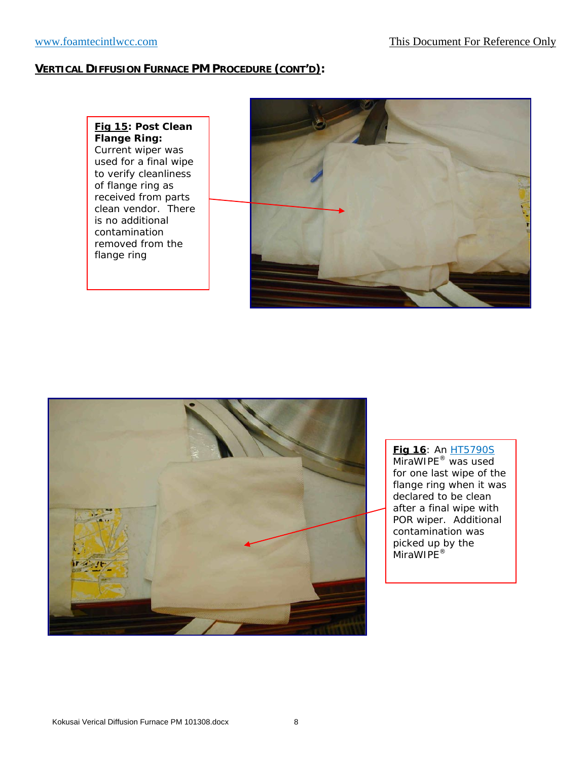## VERTICAL DIFFUSION FURNACE PM PROCEDURE (CONT'D):

**Fig 15: Post Clean Flange Ring:** Current wiper was used for a final wipe to verify cleanliness of flange ring as received from parts clean vendor. There is no additional contamination removed from the flange ring

**Fig 16**: An HT5790S MiraWIPE® was used for one last wipe of the flange ring when it was declared to be clean after a final wipe with POR wiper. Additional contamination was picked up by the MiraWIPE®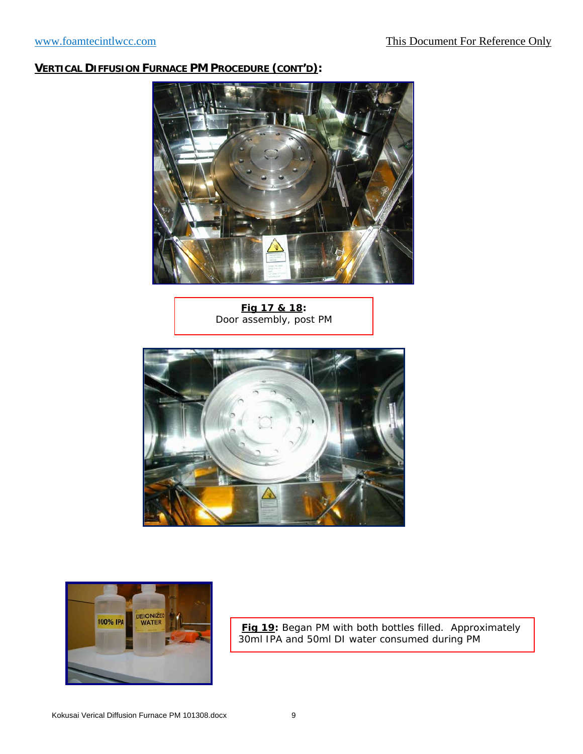## VERTICAL DIFFUSION FURNACE PM PROCEDURE (CONT'D):

**Fig 17 & 18:** Door assembly, post PM

**Fig 19:** Began PM with both bottles filled. Approximately 30ml IPA and 50ml DI water consumed during PM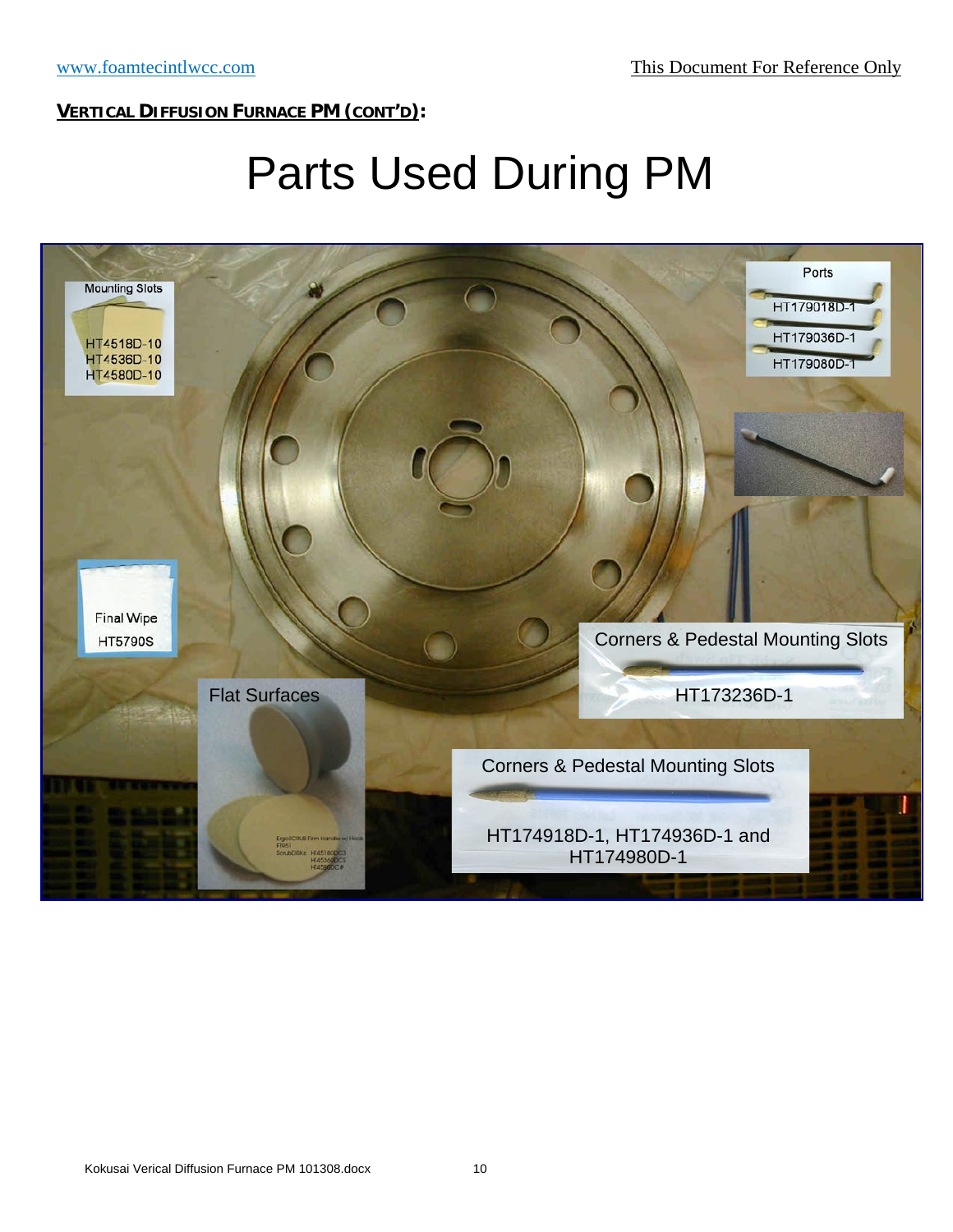**VERTICAL DIFFUSION FURNACE PM (CONT'D):**

# Parts Used During PM

Mounting Slots

HT4518D-10
HT4536D-10
HT4580D-10

Ports

HT179018D-1
HT179036D-1
HT179080D-1

Final Wipe

HT5790S

Corners & Pedestal Mounting Slots

HT173236D-1

Flat Surfaces

Corners & Pedestal Mounting Slots

HT174918D-1, HT174936D-1 and HT174980D-1